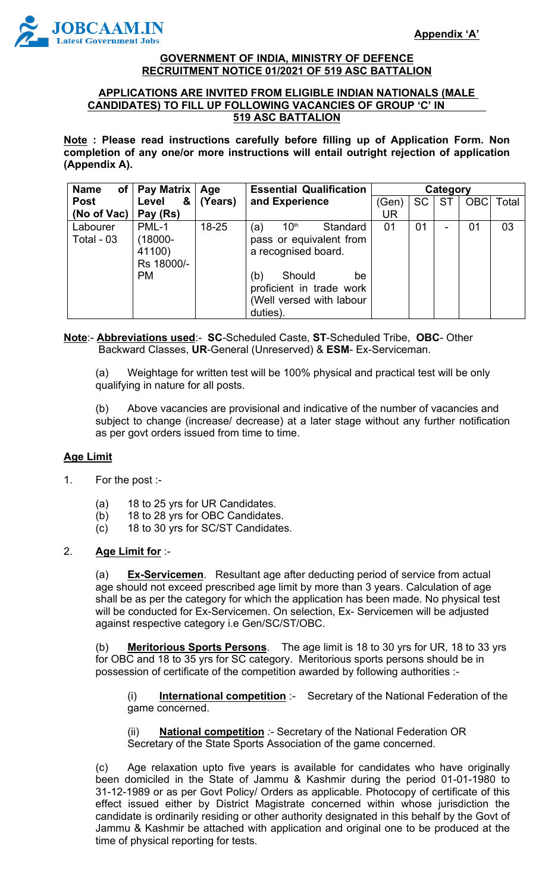Appendix 'A'

**GOVERNMENT OF INDIA, MINISTRY OF DEFENCE**
**RECRUITMENT NOTICE 01/2021 OF 519 ASC BATTALION**

**APPLICATIONS ARE INVITED FROM ELIGIBLE INDIAN NATIONALS (MALE CANDIDATES) TO FILL UP FOLLOWING VACANCIES OF GROUP 'C' IN 519 ASC BATTALION**

**Note : Please read instructions carefully before filling up of Application Form. Non completion of any one/or more instructions will entail outright rejection of application (Appendix A).**

| Name of Post (No of Vac) | Pay Matrix Level & Pay (Rs) | Age (Years) | Essential Qualification and Experience | Category | | | | |
|---|---|---|---|---|---|---|---|---|
| | | | | (Gen) UR | SC | ST | OBC | Total |
| Labourer Total - 03 | PML-1 (18000-41100) Rs 18000/- PM | 18-25 | (a) 10th Standard pass or equivalent from a recognised board. (b) Should be proficient in trade work (Well versed with labour duties). | 01 | 01 | - | 01 | 03 |

**Note**:- **Abbreviations used**:- **SC**-Scheduled Caste, **ST**-Scheduled Tribe, **OBC**- Other Backward Classes, **UR**-General (Unreserved) & **ESM**- Ex-Serviceman.

(a) Weightage for written test will be 100% physical and practical test will be only qualifying in nature for all posts.

(b) Above vacancies are provisional and indicative of the number of vacancies and subject to change (increase/ decrease) at a later stage without any further notification as per govt orders issued from time to time.

**Age Limit**

1. For the post :-

    (a) 18 to 25 yrs for UR Candidates.
    (b) 18 to 28 yrs for OBC Candidates.
    (c) 18 to 30 yrs for SC/ST Candidates.

2. **Age Limit for** :-

    (a) **Ex-Servicemen**. Resultant age after deducting period of service from actual age should not exceed prescribed age limit by more than 3 years. Calculation of age shall be as per the category for which the application has been made. No physical test will be conducted for Ex-Servicemen. On selection, Ex- Servicemen will be adjusted against respective category i.e Gen/SC/ST/OBC.

    (b) **Meritorious Sports Persons**. The age limit is 18 to 30 yrs for UR, 18 to 33 yrs for OBC and 18 to 35 yrs for SC category. Meritorious sports persons should be in possession of certificate of the competition awarded by following authorities :-

    (i) **International competition** :- Secretary of the National Federation of the game concerned.

    (ii) **National competition** :- Secretary of the National Federation OR Secretary of the State Sports Association of the game concerned.

    (c) Age relaxation upto five years is available for candidates who have originally been domiciled in the State of Jammu & Kashmir during the period 01-01-1980 to 31-12-1989 or as per Govt Policy/ Orders as applicable. Photocopy of certificate of this effect issued either by District Magistrate concerned within whose jurisdiction the candidate is ordinarily residing or other authority designated in this behalf by the Govt of Jammu & Kashmir be attached with application and original one to be produced at the time of physical reporting for tests.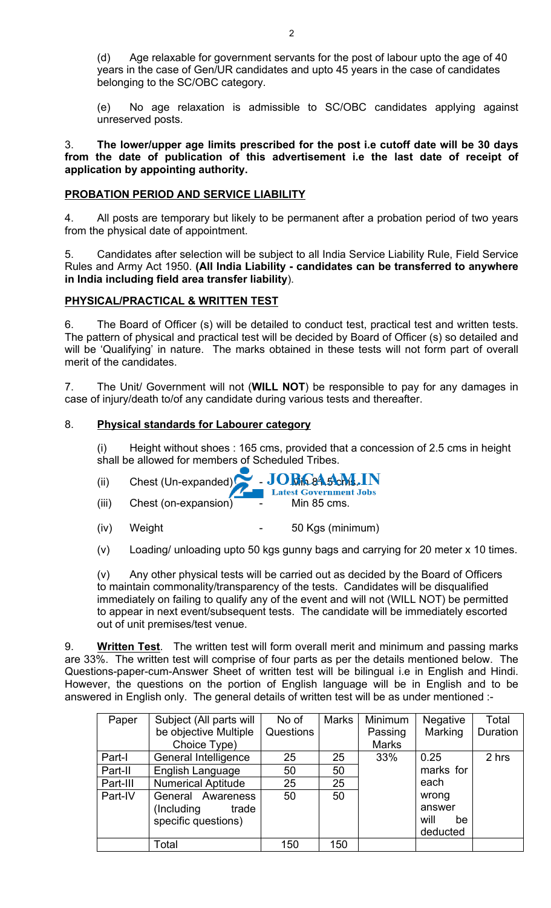(d) Age relaxable for government servants for the post of labour upto the age of 40 years in the case of Gen/UR candidates and upto 45 years in the case of candidates belonging to the SC/OBC category.

(e) No age relaxation is admissible to SC/OBC candidates applying against unreserved posts.

3. **The lower/upper age limits prescribed for the post i.e cutoff date will be 30 days from the date of publication of this advertisement i.e the last date of receipt of application by appointing authority.**

## PROBATION PERIOD AND SERVICE LIABILITY

4. All posts are temporary but likely to be permanent after a probation period of two years from the physical date of appointment.

5. Candidates after selection will be subject to all India Service Liability Rule, Field Service Rules and Army Act 1950. **(All India Liability - candidates can be transferred to anywhere in India including field area transfer liability**).

## PHYSICAL/PRACTICAL & WRITTEN TEST

6. The Board of Officer (s) will be detailed to conduct test, practical test and written tests. The pattern of physical and practical test will be decided by Board of Officer (s) so detailed and will be 'Qualifying' in nature. The marks obtained in these tests will not form part of overall merit of the candidates.

7. The Unit/ Government will not (**WILL NOT**) be responsible to pay for any damages in case of injury/death to/of any candidate during various tests and thereafter.

8. **Physical standards for Labourer category**

(i) Height without shoes : 165 cms, provided that a concession of 2.5 cms in height shall be allowed for members of Scheduled Tribes.

(ii) Chest (Un-expanded) - Min 81.5 cms.

(iii) Chest (on-expansion) - Min 85 cms.

(iv) Weight - 50 Kgs (minimum)

(v) Loading/ unloading upto 50 kgs gunny bags and carrying for 20 meter x 10 times.

(v) Any other physical tests will be carried out as decided by the Board of Officers to maintain commonality/transparency of the tests. Candidates will be disqualified immediately on failing to qualify any of the event and will not (WILL NOT) be permitted to appear in next event/subsequent tests. The candidate will be immediately escorted out of unit premises/test venue.

9. **Written Test**. The written test will form overall merit and minimum and passing marks are 33%. The written test will comprise of four parts as per the details mentioned below. The Questions-paper-cum-Answer Sheet of written test will be bilingual i.e in English and Hindi. However, the questions on the portion of English language will be in English and to be answered in English only. The general details of written test will be as under mentioned :-

| Paper | Subject (All parts will be objective Multiple Choice Type) | No of Questions | Marks | Minimum Passing Marks | Negative Marking | Total Duration |
|---|---|---|---|---|---|---|
| Part-I | General Intelligence | 25 | 25 | 33% | 0.25 marks for each wrong answer will be deducted | 2 hrs |
| Part-II | English Language | 50 | 50 | | | |
| Part-III | Numerical Aptitude | 25 | 25 | | | |
| Part-IV | General Awareness (Including trade specific questions) | 50 | 50 | | | |
| | Total | 150 | 150 | | | |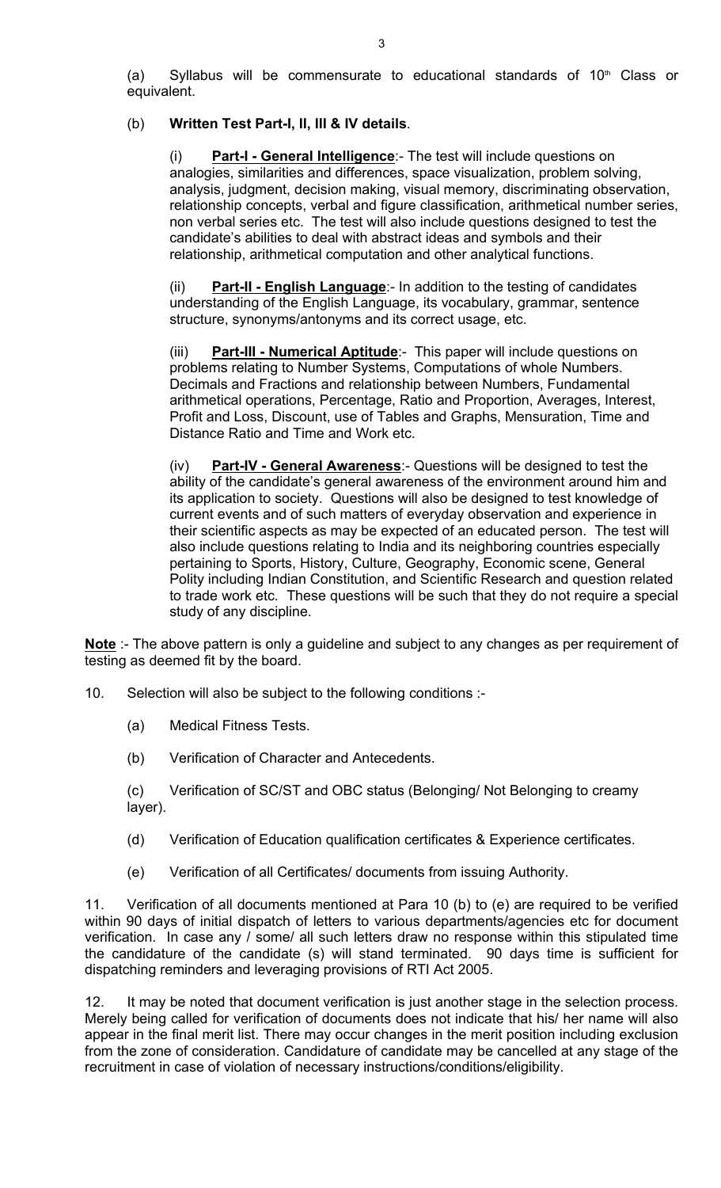(a) Syllabus will be commensurate to educational standards of $10^{th}$ Class or equivalent.

(b) **Written Test Part-I, II, III & IV details**.

(i) **Part-I - General Intelligence**:- The test will include questions on analogies, similarities and differences, space visualization, problem solving, analysis, judgment, decision making, visual memory, discriminating observation, relationship concepts, verbal and figure classification, arithmetical number series, non verbal series etc. The test will also include questions designed to test the candidate's abilities to deal with abstract ideas and symbols and their relationship, arithmetical computation and other analytical functions.

(ii) **Part-II - English Language**:- In addition to the testing of candidates understanding of the English Language, its vocabulary, grammar, sentence structure, synonyms/antonyms and its correct usage, etc.

(iii) **Part-III - Numerical Aptitude**:- This paper will include questions on problems relating to Number Systems, Computations of whole Numbers. Decimals and Fractions and relationship between Numbers, Fundamental arithmetical operations, Percentage, Ratio and Proportion, Averages, Interest, Profit and Loss, Discount, use of Tables and Graphs, Mensuration, Time and Distance Ratio and Time and Work etc.

(iv) **Part-IV - General Awareness**:- Questions will be designed to test the ability of the candidate's general awareness of the environment around him and its application to society. Questions will also be designed to test knowledge of current events and of such matters of everyday observation and experience in their scientific aspects as may be expected of an educated person. The test will also include questions relating to India and its neighboring countries especially pertaining to Sports, History, Culture, Geography, Economic scene, General Polity including Indian Constitution, and Scientific Research and question related to trade work etc. These questions will be such that they do not require a special study of any discipline.

**Note** :- The above pattern is only a guideline and subject to any changes as per requirement of testing as deemed fit by the board.

10. Selection will also be subject to the following conditions :-

(a) Medical Fitness Tests.

(b) Verification of Character and Antecedents.

(c) Verification of SC/ST and OBC status (Belonging/ Not Belonging to creamy layer).

(d) Verification of Education qualification certificates & Experience certificates.

(e) Verification of all Certificates/ documents from issuing Authority.

11. Verification of all documents mentioned at Para 10 (b) to (e) are required to be verified within 90 days of initial dispatch of letters to various departments/agencies etc for document verification. In case any / some/ all such letters draw no response within this stipulated time the candidature of the candidate (s) will stand terminated. 90 days time is sufficient for dispatching reminders and leveraging provisions of RTI Act 2005.

12. It may be noted that document verification is just another stage in the selection process. Merely being called for verification of documents does not indicate that his/ her name will also appear in the final merit list. There may occur changes in the merit position including exclusion from the zone of consideration. Candidature of candidate may be cancelled at any stage of the recruitment in case of violation of necessary instructions/conditions/eligibility.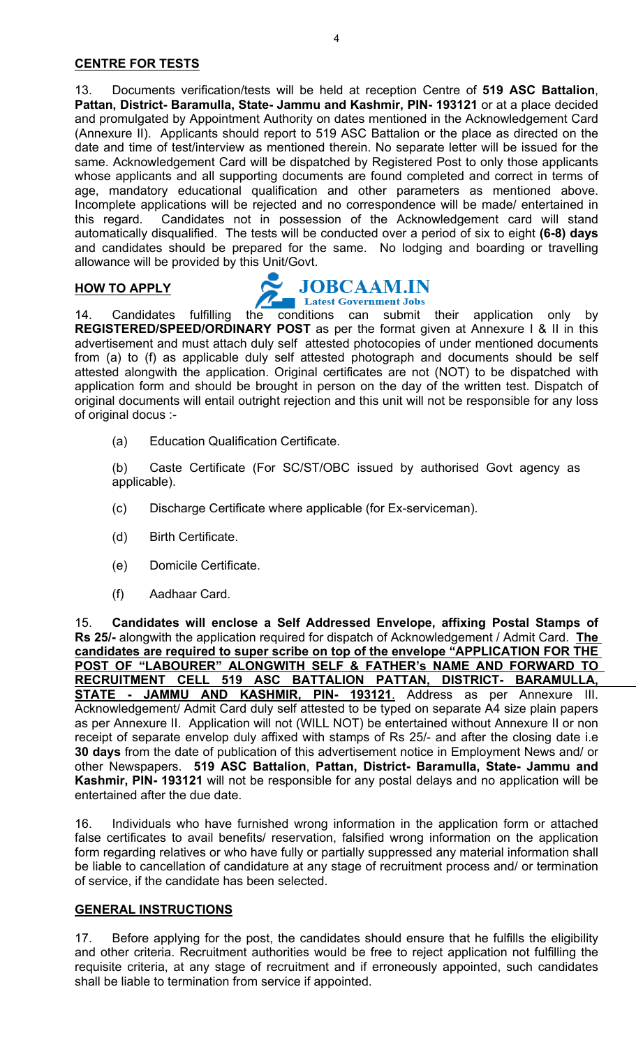## CENTRE FOR TESTS

13. Documents verification/tests will be held at reception Centre of **519 ASC Battalion**, **Pattan, District- Baramulla, State- Jammu and Kashmir, PIN- 193121** or at a place decided and promulgated by Appointment Authority on dates mentioned in the Acknowledgement Card (Annexure II). Applicants should report to 519 ASC Battalion or the place as directed on the date and time of test/interview as mentioned therein. No separate letter will be issued for the same. Acknowledgement Card will be dispatched by Registered Post to only those applicants whose applicants and all supporting documents are found completed and correct in terms of age, mandatory educational qualification and other parameters as mentioned above. Incomplete applications will be rejected and no correspondence will be made/ entertained in this regard. Candidates not in possession of the Acknowledgement card will stand automatically disqualified. The tests will be conducted over a period of six to eight **(6-8) days** and candidates should be prepared for the same. No lodging and boarding or travelling allowance will be provided by this Unit/Govt.

## HOW TO APPLY

14. Candidates fulfilling the conditions can submit their application only by **REGISTERED/SPEED/ORDINARY POST** as per the format given at Annexure I & II in this advertisement and must attach duly self attested photocopies of under mentioned documents from (a) to (f) as applicable duly self attested photograph and documents should be self attested alongwith the application. Original certificates are not (NOT) to be dispatched with application form and should be brought in person on the day of the written test. Dispatch of original documents will entail outright rejection and this unit will not be responsible for any loss of original docus :-

(a) Education Qualification Certificate.

(b) Caste Certificate (For SC/ST/OBC issued by authorised Govt agency as applicable).

(c) Discharge Certificate where applicable (for Ex-serviceman).

(d) Birth Certificate.

(e) Domicile Certificate.

(f) Aadhaar Card.

15. **Candidates will enclose a Self Addressed Envelope, affixing Postal Stamps of Rs 25/-** alongwith the application required for dispatch of Acknowledgement / Admit Card. **The candidates are required to super scribe on top of the envelope "APPLICATION FOR THE POST OF "LABOURER" ALONGWITH SELF & FATHER's NAME AND FORWARD TO RECRUITMENT CELL 519 ASC BATTALION PATTAN, DISTRICT- BARAMULLA, STATE - JAMMU AND KASHMIR, PIN- 193121**. Address as per Annexure III. Acknowledgement/ Admit Card duly self attested to be typed on separate A4 size plain papers as per Annexure II. Application will not (WILL NOT) be entertained without Annexure II or non receipt of separate envelop duly affixed with stamps of Rs 25/- and after the closing date i.e **30 days** from the date of publication of this advertisement notice in Employment News and/ or other Newspapers. **519 ASC Battalion**, **Pattan, District- Baramulla, State- Jammu and Kashmir, PIN- 193121** will not be responsible for any postal delays and no application will be entertained after the due date.

16. Individuals who have furnished wrong information in the application form or attached false certificates to avail benefits/ reservation, falsified wrong information on the application form regarding relatives or who have fully or partially suppressed any material information shall be liable to cancellation of candidature at any stage of recruitment process and/ or termination of service, if the candidate has been selected.

## GENERAL INSTRUCTIONS

17. Before applying for the post, the candidates should ensure that he fulfills the eligibility and other criteria. Recruitment authorities would be free to reject application not fulfilling the requisite criteria, at any stage of recruitment and if erroneously appointed, such candidates shall be liable to termination from service if appointed.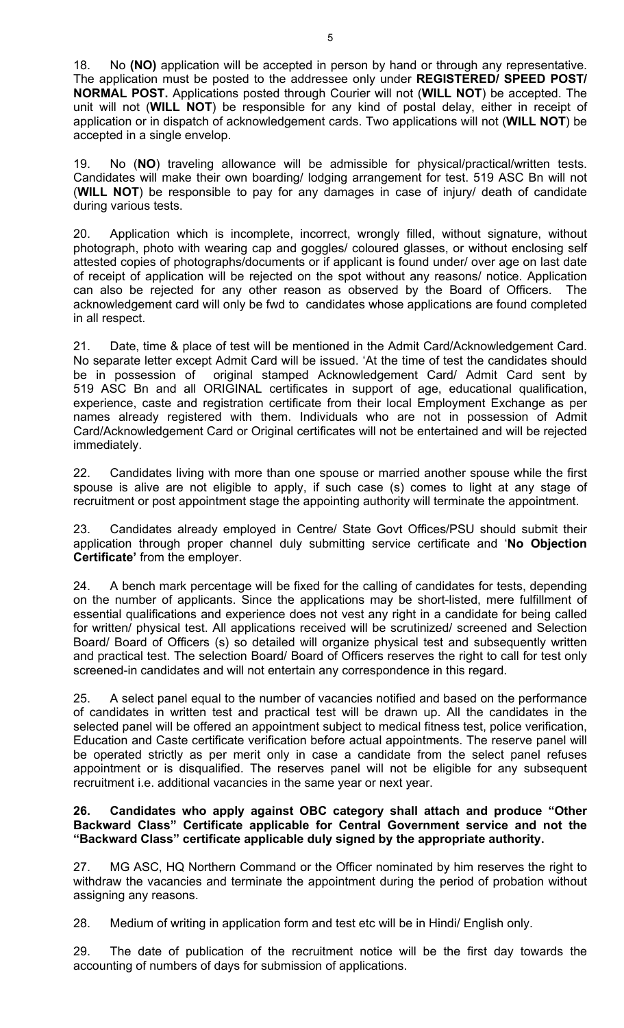18. No **(NO)** application will be accepted in person by hand or through any representative. The application must be posted to the addressee only under **REGISTERED/ SPEED POST/ NORMAL POST.** Applications posted through Courier will not (**WILL NOT**) be accepted. The unit will not (**WILL NOT**) be responsible for any kind of postal delay, either in receipt of application or in dispatch of acknowledgement cards. Two applications will not (**WILL NOT**) be accepted in a single envelop.

19. No (**NO**) traveling allowance will be admissible for physical/practical/written tests. Candidates will make their own boarding/ lodging arrangement for test. 519 ASC Bn will not (**WILL NOT**) be responsible to pay for any damages in case of injury/ death of candidate during various tests.

20. Application which is incomplete, incorrect, wrongly filled, without signature, without photograph, photo with wearing cap and goggles/ coloured glasses, or without enclosing self attested copies of photographs/documents or if applicant is found under/ over age on last date of receipt of application will be rejected on the spot without any reasons/ notice. Application can also be rejected for any other reason as observed by the Board of Officers. The acknowledgement card will only be fwd to candidates whose applications are found completed in all respect.

21. Date, time & place of test will be mentioned in the Admit Card/Acknowledgement Card. No separate letter except Admit Card will be issued. 'At the time of test the candidates should be in possession of original stamped Acknowledgement Card/ Admit Card sent by 519 ASC Bn and all ORIGINAL certificates in support of age, educational qualification, experience, caste and registration certificate from their local Employment Exchange as per names already registered with them. Individuals who are not in possession of Admit Card/Acknowledgement Card or Original certificates will not be entertained and will be rejected immediately.

22. Candidates living with more than one spouse or married another spouse while the first spouse is alive are not eligible to apply, if such case (s) comes to light at any stage of recruitment or post appointment stage the appointing authority will terminate the appointment.

23. Candidates already employed in Centre/ State Govt Offices/PSU should submit their application through proper channel duly submitting service certificate and '**No Objection Certificate'** from the employer.

24. A bench mark percentage will be fixed for the calling of candidates for tests, depending on the number of applicants. Since the applications may be short-listed, mere fulfillment of essential qualifications and experience does not vest any right in a candidate for being called for written/ physical test. All applications received will be scrutinized/ screened and Selection Board/ Board of Officers (s) so detailed will organize physical test and subsequently written and practical test. The selection Board/ Board of Officers reserves the right to call for test only screened-in candidates and will not entertain any correspondence in this regard.

25. A select panel equal to the number of vacancies notified and based on the performance of candidates in written test and practical test will be drawn up. All the candidates in the selected panel will be offered an appointment subject to medical fitness test, police verification, Education and Caste certificate verification before actual appointments. The reserve panel will be operated strictly as per merit only in case a candidate from the select panel refuses appointment or is disqualified. The reserves panel will not be eligible for any subsequent recruitment i.e. additional vacancies in the same year or next year.

**26. Candidates who apply against OBC category shall attach and produce "Other Backward Class" Certificate applicable for Central Government service and not the "Backward Class" certificate applicable duly signed by the appropriate authority.**

27. MG ASC, HQ Northern Command or the Officer nominated by him reserves the right to withdraw the vacancies and terminate the appointment during the period of probation without assigning any reasons.

28. Medium of writing in application form and test etc will be in Hindi/ English only.

29. The date of publication of the recruitment notice will be the first day towards the accounting of numbers of days for submission of applications.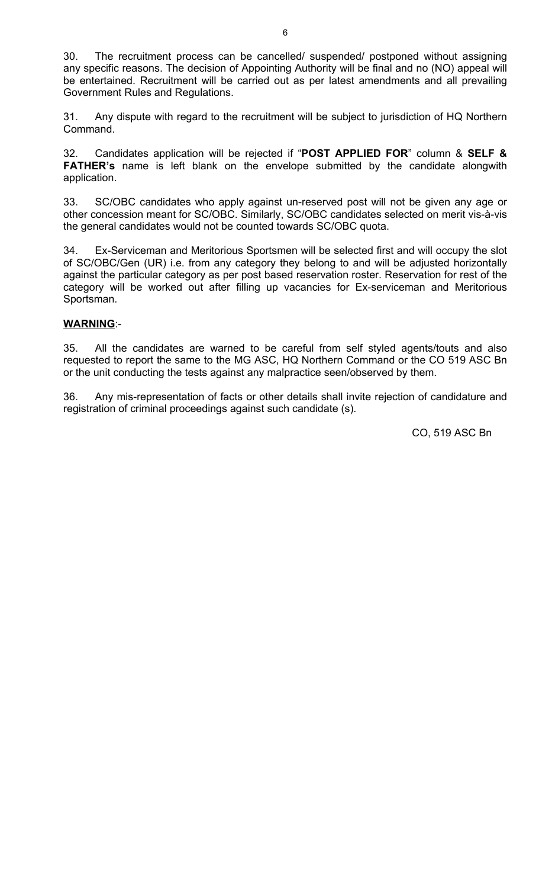30. The recruitment process can be cancelled/ suspended/ postponed without assigning any specific reasons. The decision of Appointing Authority will be final and no (NO) appeal will be entertained. Recruitment will be carried out as per latest amendments and all prevailing Government Rules and Regulations.

31. Any dispute with regard to the recruitment will be subject to jurisdiction of HQ Northern Command.

32. Candidates application will be rejected if "**POST APPLIED FOR**" column & **SELF & FATHER's** name is left blank on the envelope submitted by the candidate alongwith application.

33. SC/OBC candidates who apply against un-reserved post will not be given any age or other concession meant for SC/OBC. Similarly, SC/OBC candidates selected on merit vis-à-vis the general candidates would not be counted towards SC/OBC quota.

34. Ex-Serviceman and Meritorious Sportsmen will be selected first and will occupy the slot of SC/OBC/Gen (UR) i.e. from any category they belong to and will be adjusted horizontally against the particular category as per post based reservation roster. Reservation for rest of the category will be worked out after filling up vacancies for Ex-serviceman and Meritorious Sportsman.

**WARNING**:-

35. All the candidates are warned to be careful from self styled agents/touts and also requested to report the same to the MG ASC, HQ Northern Command or the CO 519 ASC Bn or the unit conducting the tests against any malpractice seen/observed by them.

36. Any mis-representation of facts or other details shall invite rejection of candidature and registration of criminal proceedings against such candidate (s).

CO, 519 ASC Bn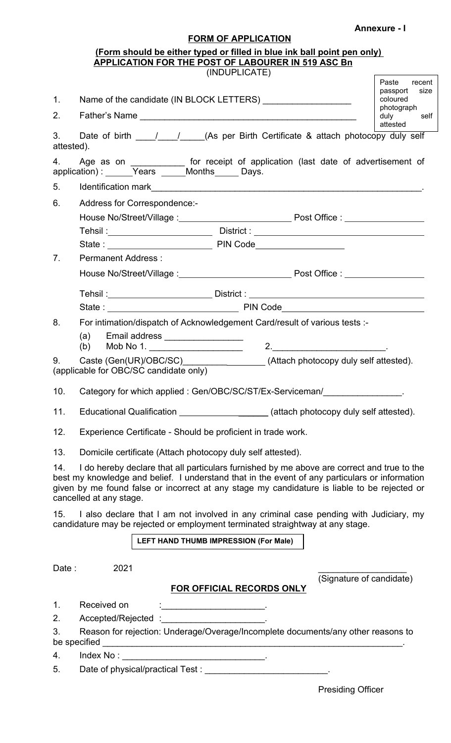**Annexure - I**

## FORM OF APPLICATION

**(Form should be either typed or filled in blue ink ball point pen only)**

**APPLICATION FOR THE POST OF LABOURER IN 519 ASC Bn**

(INDUPLICATE)

Paste recent passport size coloured photograph duly self attested

1. Name of the candidate (IN BLOCK LETTERS) _________________

2. Father's Name ___________________________________________

3. Date of birth ____/____/_____(As per Birth Certificate & attach photocopy duly self attested).

4. Age as on ___________ for receipt of application (last date of advertisement of application) : ______Years _____Months_____ Days.

5. Identification mark________________________________________________________.

6. Address for Correspondence:-

   House No/Street/Village :______________________ Post Office : ________________

   Tehsil :____________________ District : __________________________________

   State : ____________________ PIN Code_________________

7. Permanent Address :

   House No/Street/Village :______________________ Post Office : ________________

   Tehsil :____________________ District : __________________________________

   State : __________________________ PIN Code___________________________

8. For intimation/dispatch of Acknowledgement Card/result of various tests :-

   (a) Email address ________________

   (b) Mob No 1. __________________ 2.______________________.

9. Caste (Gen(UR)/OBC/SC)__________________ (Attach photocopy duly self attested). (applicable for OBC/SC candidate only)

10. Category for which applied : Gen/OBC/SC/ST/Ex-Serviceman/_______________.

11. Educational Qualification _____________________ (attach photocopy duly self attested).

12. Experience Certificate - Should be proficient in trade work.

13. Domicile certificate (Attach photocopy duly self attested).

14. I do hereby declare that all particulars furnished by me above are correct and true to the best my knowledge and belief. I understand that in the event of any particulars or information given by me found false or incorrect at any stage my candidature is liable to be rejected or cancelled at any stage.

15. I also declare that I am not involved in any criminal case pending with Judiciary, my candidature may be rejected or employment terminated straightway at any stage.

**LEFT HAND THUMB IMPRESSION (For Male)**

Date : 2021

_________________

(Signature of candidate)

### FOR OFFICIAL RECORDS ONLY

1. Received on :_____________________.

2. Accepted/Rejected :_____________________.

3. Reason for rejection: Underage/Overage/Incomplete documents/any other reasons to be specified ______________________________________________________________.

4. Index No : _____________________________.

5. Date of physical/practical Test : _________________________.

Presiding Officer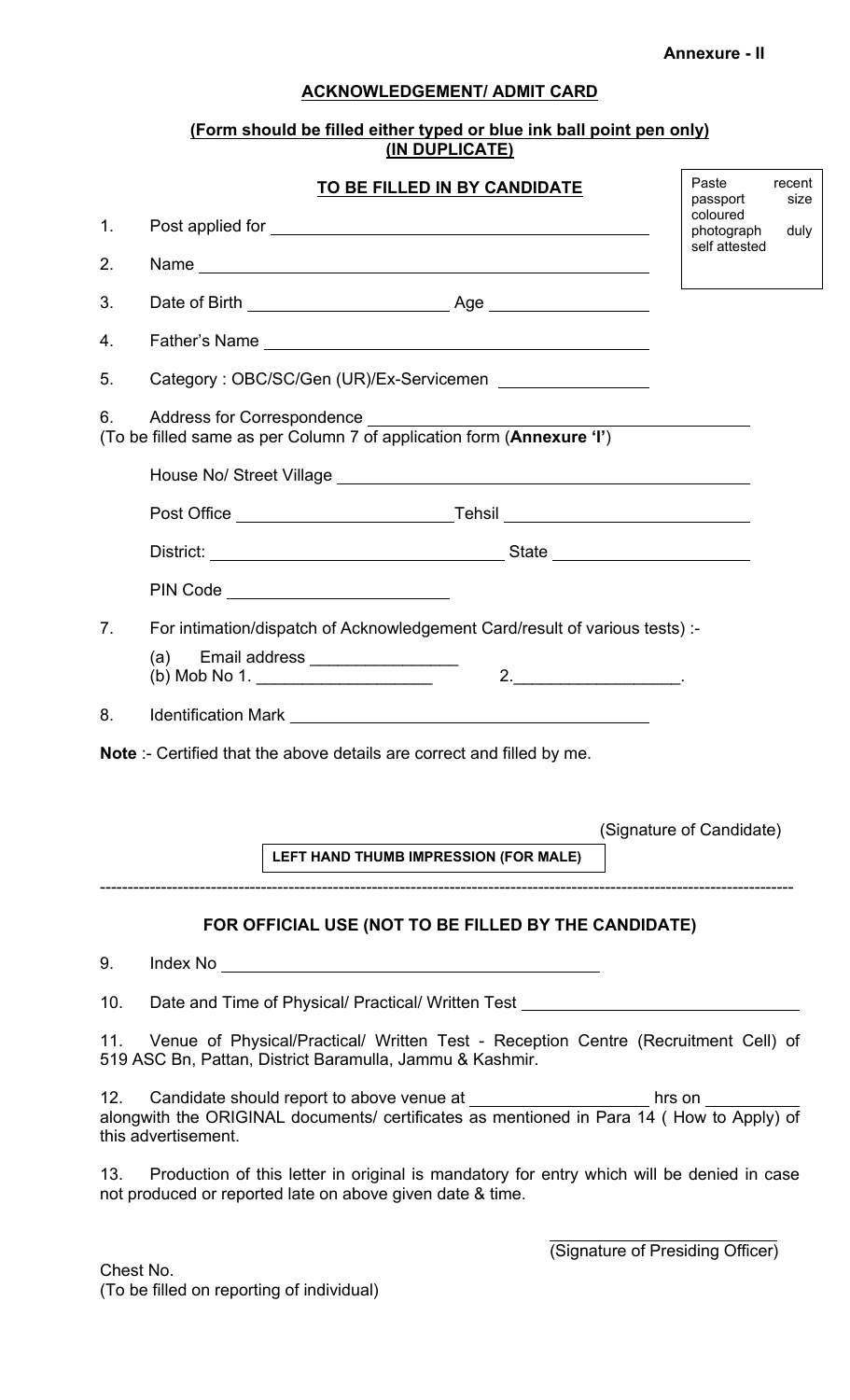**Annexure - II**

## ACKNOWLEDGEMENT/ ADMIT CARD

**(Form should be filled either typed or blue ink ball point pen only)**
**(IN DUPLICATE)**

### TO BE FILLED IN BY CANDIDATE

Paste recent passport size coloured photograph duly self attested

1. Post applied for ______________________________

2. Name ______________________________

3. Date of Birth ____________________ Age ________________

4. Father's Name ______________________________

5. Category : OBC/SC/Gen (UR)/Ex-Servicemen ________________

6. Address for Correspondence ______________________________
(To be filled same as per Column 7 of application form (**Annexure 'I'**)

   House No/ Street Village ______________________________

   Post Office ____________________ Tehsil ____________________

   District: ____________________ State ____________________

   PIN Code ____________________

7. For intimation/dispatch of Acknowledgement Card/result of various tests) :-

   (a) Email address ________________
   (b) Mob No 1. ____________________ 2.__________________.

8. Identification Mark ______________________________

**Note** :- Certified that the above details are correct and filled by me.

(Signature of Candidate)

**LEFT HAND THUMB IMPRESSION (FOR MALE)**

---

### FOR OFFICIAL USE (NOT TO BE FILLED BY THE CANDIDATE)

9. Index No ______________________________

10. Date and Time of Physical/ Practical/ Written Test ______________________________

11. Venue of Physical/Practical/ Written Test - Reception Centre (Recruitment Cell) of 519 ASC Bn, Pattan, District Baramulla, Jammu & Kashmir.

12. Candidate should report to above venue at ________________ hrs on __________ alongwith the ORIGINAL documents/ certificates as mentioned in Para 14 ( How to Apply) of this advertisement.

13. Production of this letter in original is mandatory for entry which will be denied in case not produced or reported late on above given date & time.

(Signature of Presiding Officer)

Chest No.
(To be filled on reporting of individual)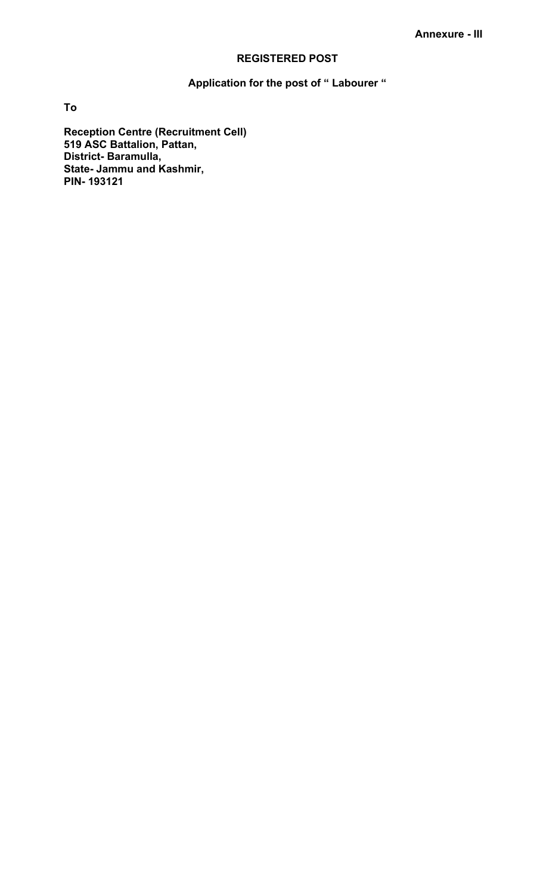**Annexure - III**

**REGISTERED POST**

**Application for the post of " Labourer "**

**To**

**Reception Centre (Recruitment Cell)**
**519 ASC Battalion, Pattan,**
**District- Baramulla,**
**State- Jammu and Kashmir,**
**PIN- 193121**